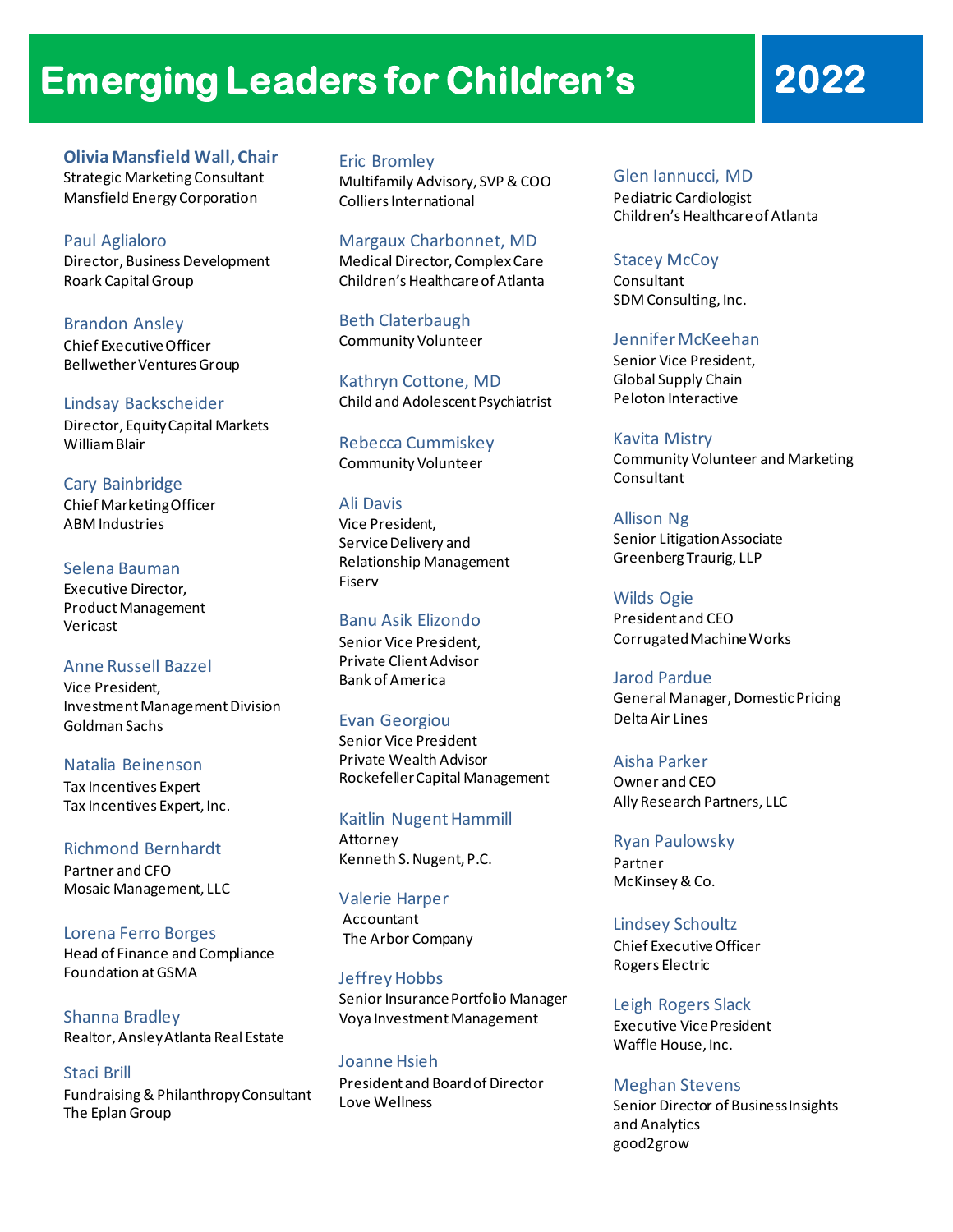# Emerging Leaders for Children's 2022

**Olivia Mansfield Wall, Chair**
Strategic Marketing Consultant
Mansfield Energy Corporation

Paul Aglialoro
Director, Business Development
Roark Capital Group

Brandon Ansley
Chief Executive Officer
Bellwether Ventures Group

Lindsay Backscheider
Director, Equity Capital Markets
William Blair

Cary Bainbridge
Chief Marketing Officer
ABM Industries

Selena Bauman
Executive Director,
Product Management
Vericast

Anne Russell Bazzel
Vice President,
Investment Management Division
Goldman Sachs

Natalia Beinenson
Tax Incentives Expert
Tax Incentives Expert, Inc.

Richmond Bernhardt
Partner and CFO
Mosaic Management, LLC

Lorena Ferro Borges
Head of Finance and Compliance
Foundation at GSMA

Shanna Bradley
Realtor, Ansley Atlanta Real Estate

Staci Brill
Fundraising & Philanthropy Consultant
The Eplan Group

Eric Bromley
Multifamily Advisory, SVP & COO
Colliers International

Margaux Charbonnet, MD
Medical Director, Complex Care
Children's Healthcare of Atlanta

Beth Claterbaugh
Community Volunteer

Kathryn Cottone, MD
Child and Adolescent Psychiatrist

Rebecca Cummiskey
Community Volunteer

Ali Davis
Vice President,
Service Delivery and
Relationship Management
Fiserv

Banu Asik Elizondo
Senior Vice President,
Private Client Advisor
Bank of America

Evan Georgiou
Senior Vice President
Private Wealth Advisor
Rockefeller Capital Management

Kaitlin Nugent Hammill
Attorney
Kenneth S. Nugent, P.C.

Valerie Harper
Accountant
The Arbor Company

Jeffrey Hobbs
Senior Insurance Portfolio Manager
Voya Investment Management

Joanne Hsieh
President and Board of Director
Love Wellness

Glen Iannucci, MD
Pediatric Cardiologist
Children's Healthcare of Atlanta

Stacey McCoy
Consultant
SDM Consulting, Inc.

Jennifer McKeehan
Senior Vice President,
Global Supply Chain
Peloton Interactive

Kavita Mistry
Community Volunteer and Marketing Consultant

Allison Ng
Senior Litigation Associate
Greenberg Traurig, LLP

Wilds Ogie
President and CEO
Corrugated Machine Works

Jarod Pardue
General Manager, Domestic Pricing
Delta Air Lines

Aisha Parker
Owner and CEO
Ally Research Partners, LLC

Ryan Paulowsky
Partner
McKinsey & Co.

Lindsey Schoultz
Chief Executive Officer
Rogers Electric

Leigh Rogers Slack
Executive Vice President
Waffle House, Inc.

Meghan Stevens
Senior Director of Business Insights and Analytics
good2grow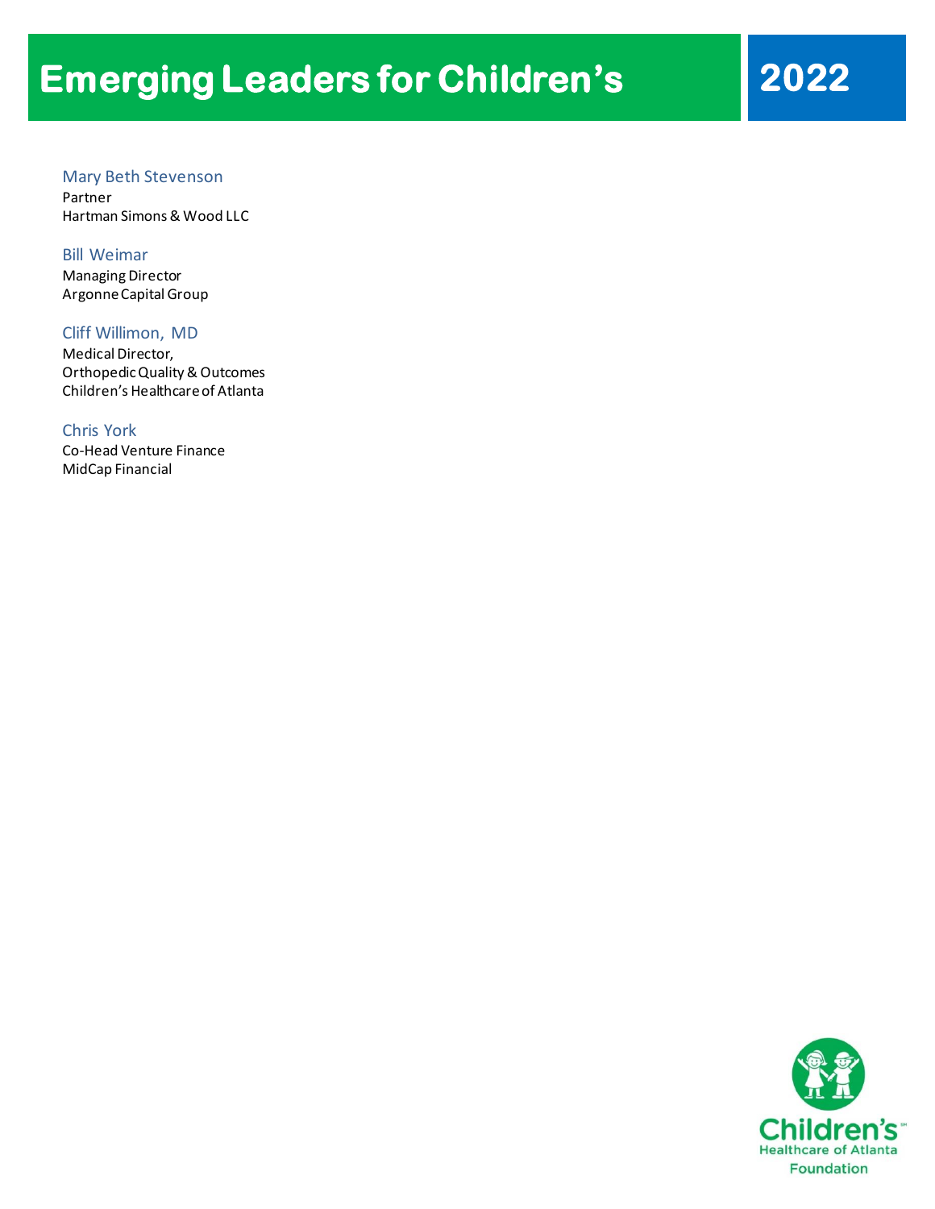# Emerging Leaders for Children's 2022

Mary Beth Stevenson
Partner
Hartman Simons & Wood LLC

Bill Weimar
Managing Director
Argonne Capital Group

Cliff Willimon, MD
Medical Director,
Orthopedic Quality & Outcomes
Children's Healthcare of Atlanta

Chris York
Co-Head Venture Finance
MidCap Financial

Children's Healthcare of Atlanta Foundation